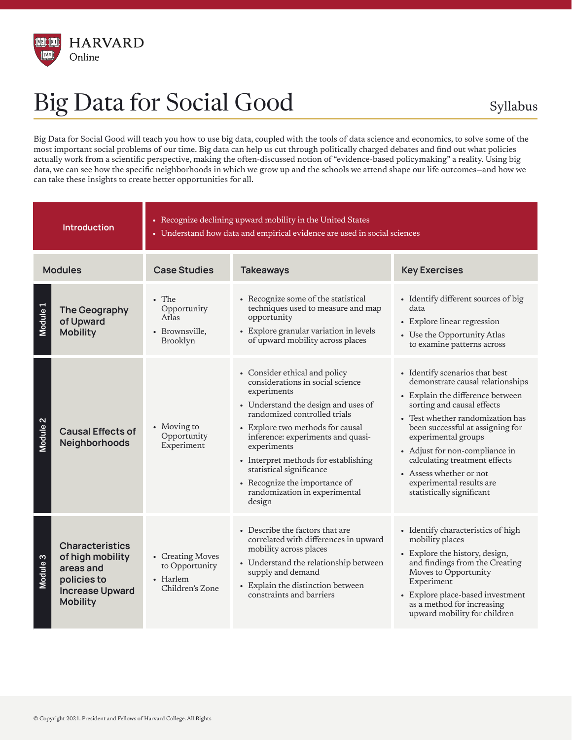HARVARD Online

# Big Data for Social Good

Syllabus

Big Data for Social Good will teach you how to use big data, coupled with the tools of data science and economics, to solve some of the most important social problems of our time. Big data can help us cut through politically charged debates and find out what policies actually work from a scientific perspective, making the often-discussed notion of "evidence-based policymaking" a reality. Using big data, we can see how the specific neighborhoods in which we grow up and the schools we attend shape our life outcomes—and how we can take these insights to create better opportunities for all.

**Introduction**

- Recognize declining upward mobility in the United States
- Understand how data and empirical evidence are used in social sciences

| Modules | Case Studies | Takeaways | Key Exercises |
|---|---|---|---|
| **Module 1** — The Geography of Upward Mobility | • The Opportunity Atlas<br>• Brownsville, Brooklyn | • Recognize some of the statistical techniques used to measure and map opportunity<br>• Explore granular variation in levels of upward mobility across places | • Identify different sources of big data<br>• Explore linear regression<br>• Use the Opportunity Atlas to examine patterns across |
| **Module 2** — Causal Effects of Neighborhoods | • Moving to Opportunity Experiment | • Consider ethical and policy considerations in social science experiments<br>• Understand the design and uses of randomized controlled trials<br>• Explore two methods for causal inference: experiments and quasi-experiments<br>• Interpret methods for establishing statistical significance<br>• Recognize the importance of randomization in experimental design | • Identify scenarios that best demonstrate causal relationships<br>• Explain the difference between sorting and causal effects<br>• Test whether randomization has been successful at assigning for experimental groups<br>• Adjust for non-compliance in calculating treatment effects<br>• Assess whether or not experimental results are statistically significant |
| **Module 3** — Characteristics of high mobility areas and policies to Increase Upward Mobility | • Creating Moves to Opportunity<br>• Harlem Children's Zone | • Describe the factors that are correlated with differences in upward mobility across places<br>• Understand the relationship between supply and demand<br>• Explain the distinction between constraints and barriers | • Identify characteristics of high mobility places<br>• Explore the history, design, and findings from the Creating Moves to Opportunity Experiment<br>• Explore place-based investment as a method for increasing upward mobility for children |

© Copyright 2021. President and Fellows of Harvard College. All Rights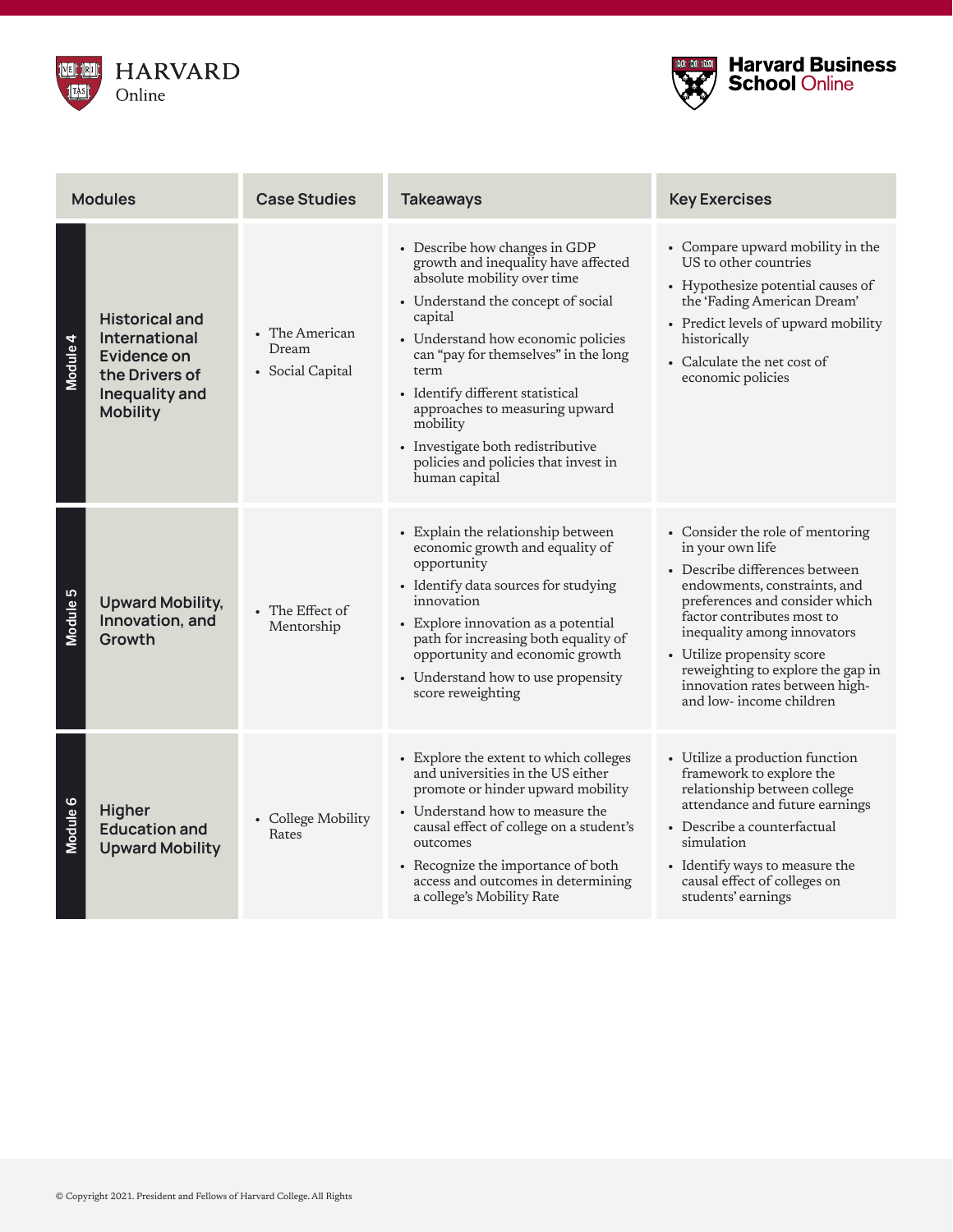| Modules | | Case Studies | Takeaways | Key Exercises |
|---|---|---|---|---|
| Module 4 | **Historical and International Evidence on the Drivers of Inequality and Mobility** | • The American Dream<br>• Social Capital | • Describe how changes in GDP growth and inequality have affected absolute mobility over time<br>• Understand the concept of social capital<br>• Understand how economic policies can "pay for themselves" in the long term<br>• Identify different statistical approaches to measuring upward mobility<br>• Investigate both redistributive policies and policies that invest in human capital | • Compare upward mobility in the US to other countries<br>• Hypothesize potential causes of the 'Fading American Dream'<br>• Predict levels of upward mobility historically<br>• Calculate the net cost of economic policies |
| Module 5 | **Upward Mobility, Innovation, and Growth** | • The Effect of Mentorship | • Explain the relationship between economic growth and equality of opportunity<br>• Identify data sources for studying innovation<br>• Explore innovation as a potential path for increasing both equality of opportunity and economic growth<br>• Understand how to use propensity score reweighting | • Consider the role of mentoring in your own life<br>• Describe differences between endowments, constraints, and preferences and consider which factor contributes most to inequality among innovators<br>• Utilize propensity score reweighting to explore the gap in innovation rates between high- and low- income children |
| Module 6 | **Higher Education and Upward Mobility** | • College Mobility Rates | • Explore the extent to which colleges and universities in the US either promote or hinder upward mobility<br>• Understand how to measure the causal effect of college on a student's outcomes<br>• Recognize the importance of both access and outcomes in determining a college's Mobility Rate | • Utilize a production function framework to explore the relationship between college attendance and future earnings<br>• Describe a counterfactual simulation<br>• Identify ways to measure the causal effect of colleges on students' earnings |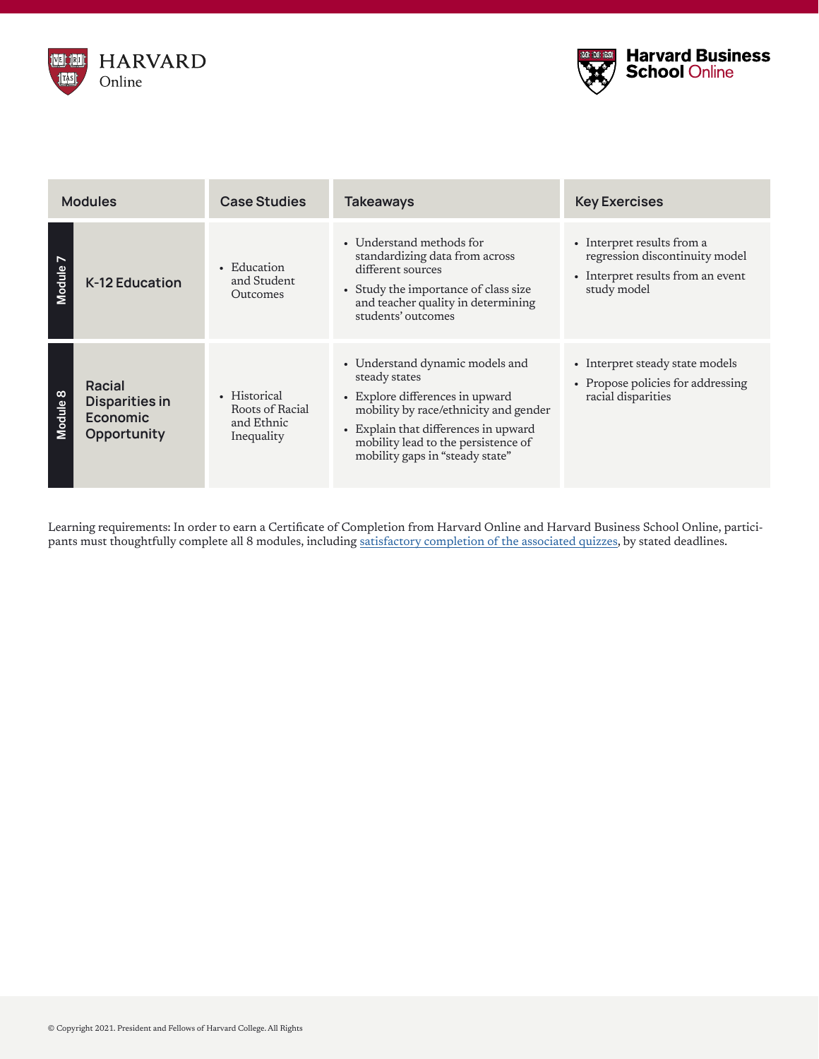| Modules | | Case Studies | Takeaways | Key Exercises |
|---|---|---|---|---|
| Module 7 | K-12 Education | • Education and Student Outcomes | • Understand methods for standardizing data from across different sources<br>• Study the importance of class size and teacher quality in determining students' outcomes | • Interpret results from a regression discontinuity model<br>• Interpret results from an event study model |
| Module 8 | Racial Disparities in Economic Opportunity | • Historical Roots of Racial and Ethnic Inequality | • Understand dynamic models and steady states<br>• Explore differences in upward mobility by race/ethnicity and gender<br>• Explain that differences in upward mobility lead to the persistence of mobility gaps in "steady state" | • Interpret steady state models<br>• Propose policies for addressing racial disparities |

Learning requirements: In order to earn a Certificate of Completion from Harvard Online and Harvard Business School Online, participants must thoughtfully complete all 8 modules, including satisfactory completion of the associated quizzes, by stated deadlines.

© Copyright 2021. President and Fellows of Harvard College. All Rights